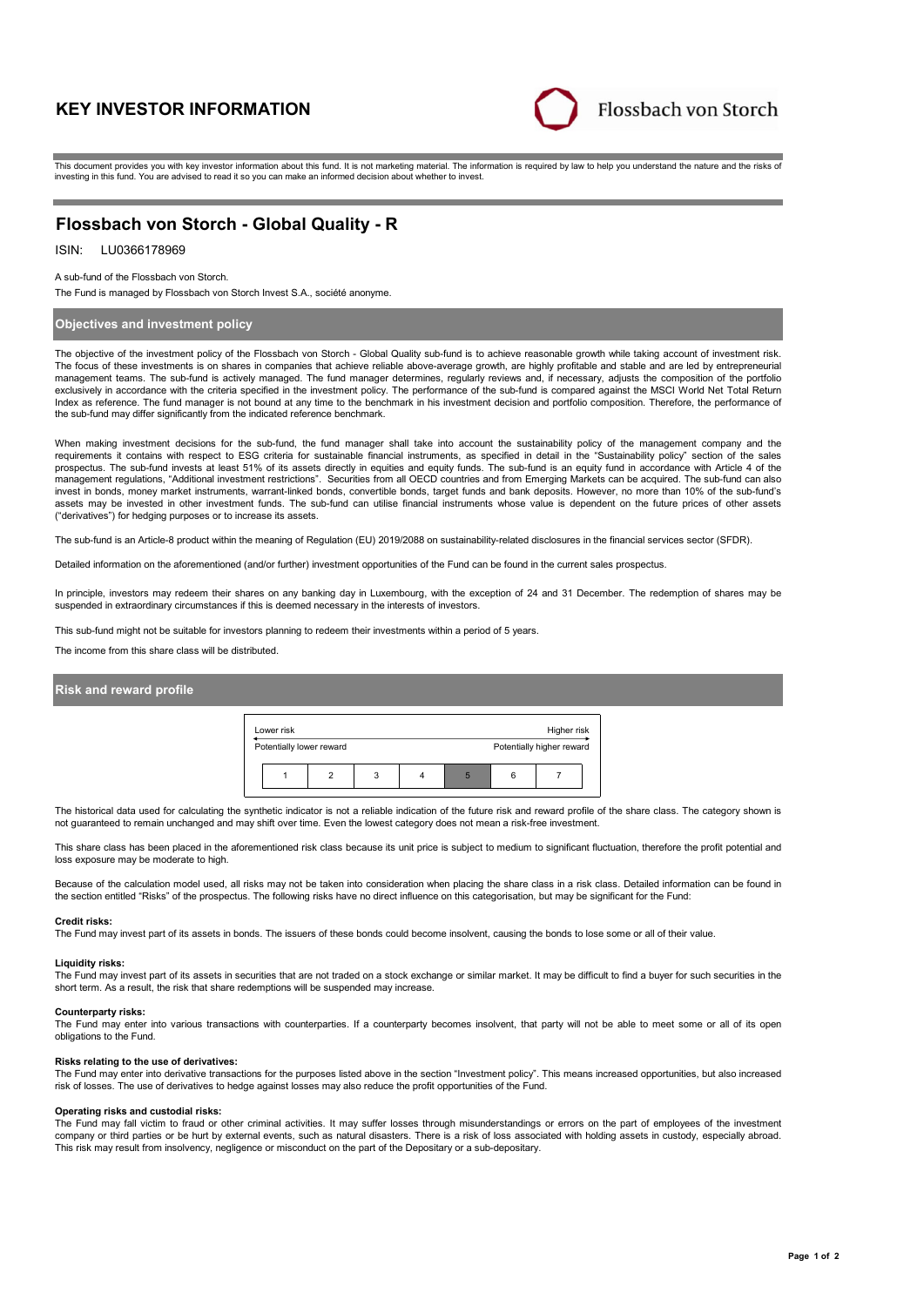# KEY INVESTOR INFORMATION

Flossbach von Storch

This document provides you with key investor information about this fund. It is not marketing material. The information is required by law to help you understand the nature and the risks of investing in this fund. You are advised to read it so you can make an informed decision about whether to invest.

## Flossbach von Storch - Global Quality - R

ISIN: LU0366178969

A sub-fund of the Flossbach von Storch.

The Fund is managed by Flossbach von Storch Invest S.A., société anonyme.

### Objectives and investment policy

The objective of the investment policy of the Flossbach von Storch - Global Quality sub-fund is to achieve reasonable growth while taking account of investment risk. The focus of these investments is on shares in companies that achieve reliable above-average growth, are highly profitable and stable and are led by entrepreneurial management teams. The sub-fund is actively managed. The fund manager determines, regularly reviews and, if necessary, adjusts the composition of the portfolio exclusively in accordance with the criteria specified in the investment policy. The performance of the sub-fund is compared against the MSCI World Net Total Return Index as reference. The fund manager is not bound at any time to the benchmark in his investment decision and portfolio composition. Therefore, the performance of the sub-fund may differ significantly from the indicated reference benchmark.

When making investment decisions for the sub-fund, the fund manager shall take into account the sustainability policy of the management company and the requirements it contains with respect to ESG criteria for sustainable financial instruments, as specified in detail in the "Sustainability policy" section of the sales prospectus. The sub-fund invests at least 51% of its assets directly in equities and equity funds. The sub-fund is an equity fund in accordance with Article 4 of the management regulations, "Additional investment restrictions". Securities from all OECD countries and from Emerging Markets can be acquired. The sub-fund can also invest in bonds, money market instruments, warrant-linked bonds, convertible bonds, target funds and bank deposits. However, no more than 10% of the sub-fund's assets may be invested in other investment funds. The sub-fund can utilise financial instruments whose value is dependent on the future prices of other assets ("derivatives") for hedging purposes or to increase its assets.

The sub-fund is an Article-8 product within the meaning of Regulation (EU) 2019/2088 on sustainability-related disclosures in the financial services sector (SFDR).

Detailed information on the aforementioned (and/or further) investment opportunities of the Fund can be found in the current sales prospectus.

In principle, investors may redeem their shares on any banking day in Luxembourg, with the exception of 24 and 31 December. The redemption of shares may be suspended in extraordinary circumstances if this is deemed necessary in the interests of investors.

This sub-fund might not be suitable for investors planning to redeem their investments within a period of 5 years.

The income from this share class will be distributed.

### Risk and reward profile

| Lower risk | | | | | | Higher risk |
|---|---|---|---|---|---|---|
| Potentially lower reward | | | | | | Potentially higher reward |
| 1 | 2 | 3 | 4 | **5** | 6 | 7 |

The historical data used for calculating the synthetic indicator is not a reliable indication of the future risk and reward profile of the share class. The category shown is not guaranteed to remain unchanged and may shift over time. Even the lowest category does not mean a risk-free investment.

This share class has been placed in the aforementioned risk class because its unit price is subject to medium to significant fluctuation, therefore the profit potential and loss exposure may be moderate to high.

Because of the calculation model used, all risks may not be taken into consideration when placing the share class in a risk class. Detailed information can be found in the section entitled "Risks" of the prospectus. The following risks have no direct influence on this categorisation, but may be significant for the Fund:

**Credit risks:**
The Fund may invest part of its assets in bonds. The issuers of these bonds could become insolvent, causing the bonds to lose some or all of their value.

**Liquidity risks:**
The Fund may invest part of its assets in securities that are not traded on a stock exchange or similar market. It may be difficult to find a buyer for such securities in the short term. As a result, the risk that share redemptions will be suspended may increase.

**Counterparty risks:**
The Fund may enter into various transactions with counterparties. If a counterparty becomes insolvent, that party will not be able to meet some or all of its open obligations to the Fund.

**Risks relating to the use of derivatives:**
The Fund may enter into derivative transactions for the purposes listed above in the section "Investment policy". This means increased opportunities, but also increased risk of losses. The use of derivatives to hedge against losses may also reduce the profit opportunities of the Fund.

**Operating risks and custodial risks:**
The Fund may fall victim to fraud or other criminal activities. It may suffer losses through misunderstandings or errors on the part of employees of the investment company or third parties or be hurt by external events, such as natural disasters. There is a risk of loss associated with holding assets in custody, especially abroad. This risk may result from insolvency, negligence or misconduct on the part of the Depositary or a sub-depositary.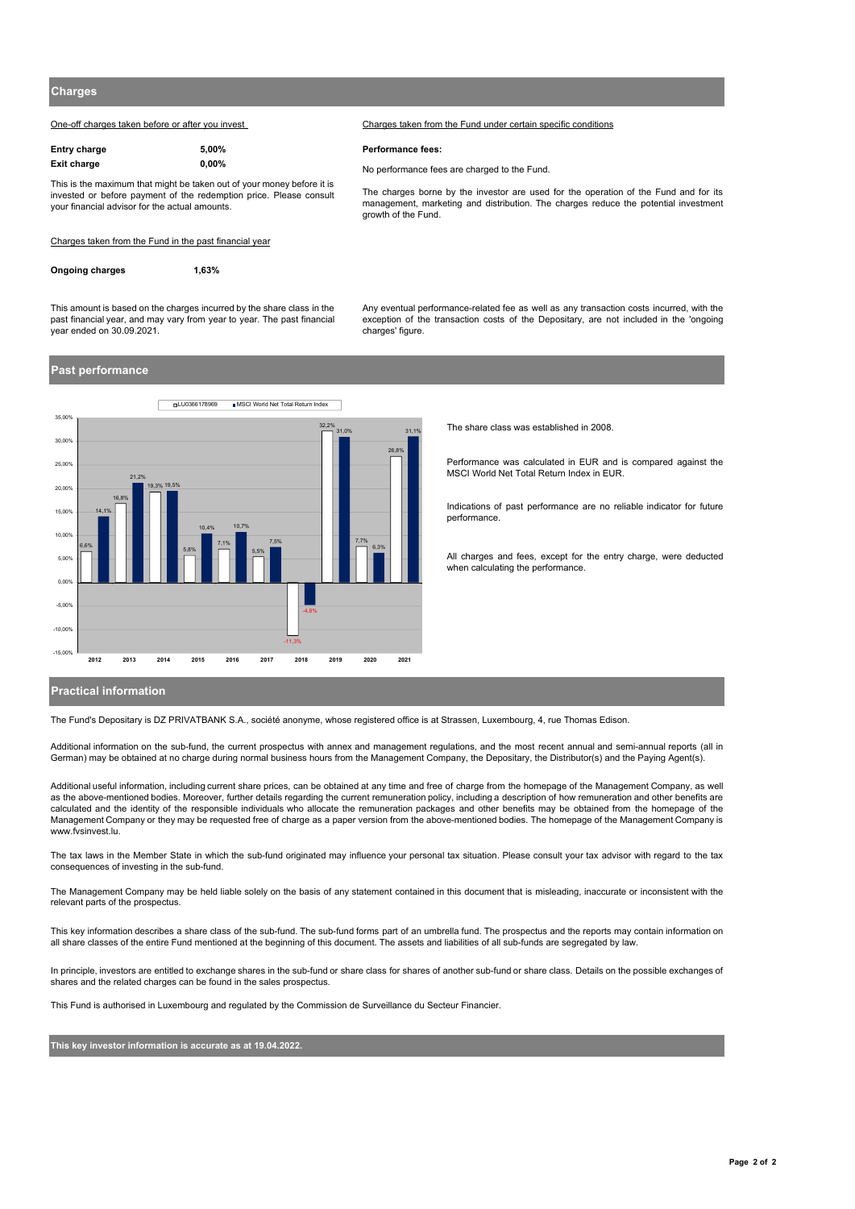## Charges

One-off charges taken before or after you invest

| | |
|---|---|
| **Entry charge** | **5,00%** |
| **Exit charge** | **0,00%** |

This is the maximum that might be taken out of your money before it is invested or before payment of the redemption price. Please consult your financial advisor for the actual amounts.

Charges taken from the Fund in the past financial year

| | |
|---|---|
| **Ongoing charges** | **1,63%** |

This amount is based on the charges incurred by the share class in the past financial year, and may vary from year to year. The past financial year ended on 30.09.2021.

Charges taken from the Fund under certain specific conditions

**Performance fees:**

No performance fees are charged to the Fund.

The charges borne by the investor are used for the operation of the Fund and for its management, marketing and distribution. The charges reduce the potential investment growth of the Fund.

Any eventual performance-related fee as well as any transaction costs incurred, with the exception of the transaction costs of the Depositary, are not included in the 'ongoing charges' figure.

## Past performance

LU0366178969
MSCI World Net Total Return Index

35,00%
30,00%
25,00%
20,00%
15,00%
10,00%
5,00%
0,00%
-5,00%
-10,00%
-15,00%

2012: 6,6% 14,1%
2013: 16,8% 21,2%
2014: 19,3% 19,5%
2015: 5,8% 10,4%
2016: 7,1% 10,7%
2017: 5,5% 7,5%
2018: -11,3% -4,8%
2019: 32,2% 31,0%
2020: 7,7% 6,3%
2021: 26,8% 31,1%

The share class was established in 2008.

Performance was calculated in EUR and is compared against the MSCI World Net Total Return Index in EUR.

Indications of past performance are no reliable indicator for future performance.

All charges and fees, except for the entry charge, were deducted when calculating the performance.

## Practical information

The Fund's Depositary is DZ PRIVATBANK S.A., société anonyme, whose registered office is at Strassen, Luxembourg, 4, rue Thomas Edison.

Additional information on the sub-fund, the current prospectus with annex and management regulations, and the most recent annual and semi-annual reports (all in German) may be obtained at no charge during normal business hours from the Management Company, the Depositary, the Distributor(s) and the Paying Agent(s).

Additional useful information, including current share prices, can be obtained at any time and free of charge from the homepage of the Management Company, as well as the above-mentioned bodies. Moreover, further details regarding the current remuneration policy, including a description of how remuneration and other benefits are calculated and the identity of the responsible individuals who allocate the remuneration packages and other benefits may be obtained from the homepage of the Management Company or they may be requested free of charge as a paper version from the above-mentioned bodies. The homepage of the Management Company is www.fvsinvest.lu.

The tax laws in the Member State in which the sub-fund originated may influence your personal tax situation. Please consult your tax advisor with regard to the tax consequences of investing in the sub-fund.

The Management Company may be held liable solely on the basis of any statement contained in this document that is misleading, inaccurate or inconsistent with the relevant parts of the prospectus.

This key information describes a share class of the sub-fund. The sub-fund forms part of an umbrella fund. The prospectus and the reports may contain information on all share classes of the entire Fund mentioned at the beginning of this document. The assets and liabilities of all sub-funds are segregated by law.

In principle, investors are entitled to exchange shares in the sub-fund or share class for shares of another sub-fund or share class. Details on the possible exchanges of shares and the related charges can be found in the sales prospectus.

This Fund is authorised in Luxembourg and regulated by the Commission de Surveillance du Secteur Financier.

**This key investor information is accurate as at 19.04.2022.**